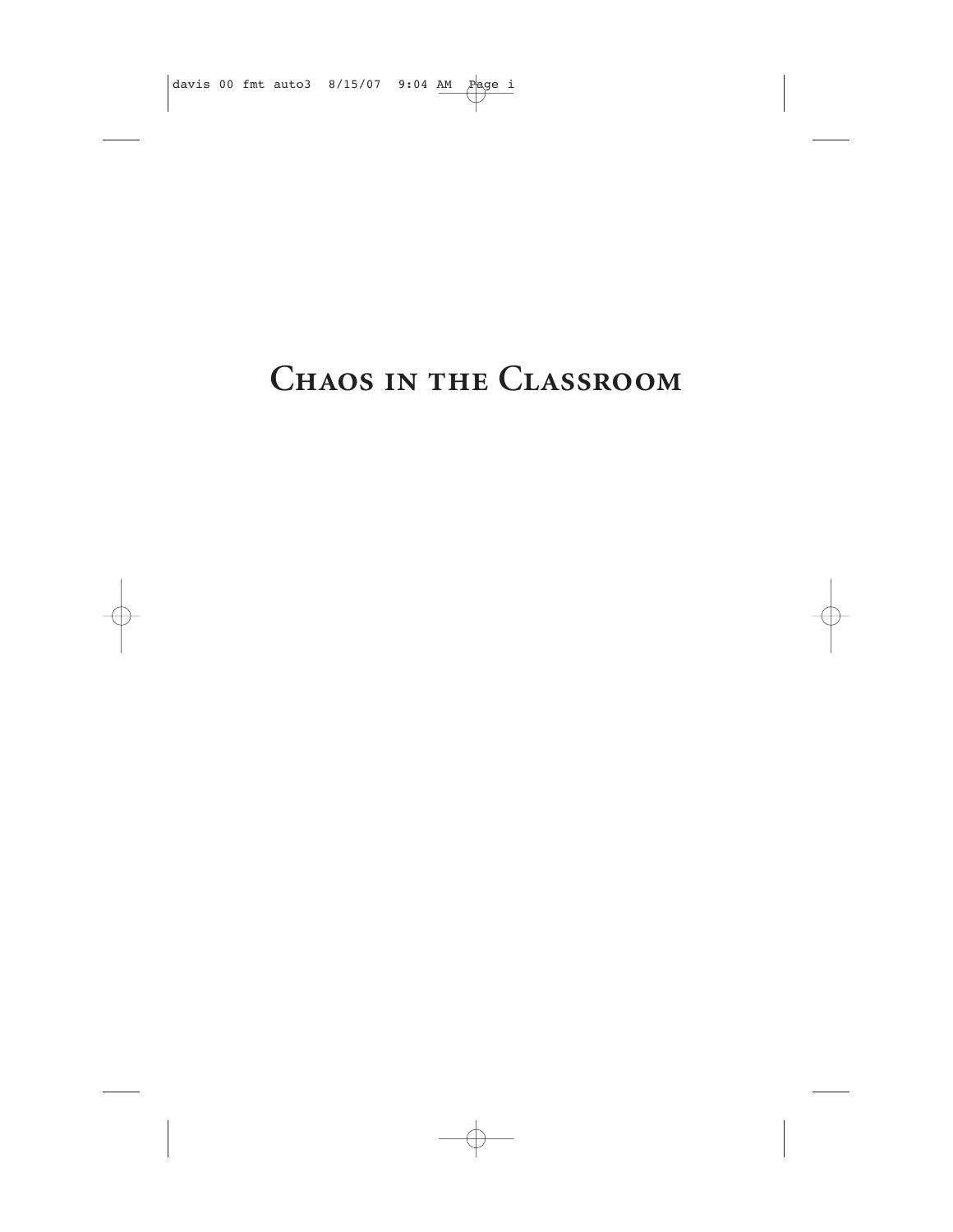# Chaos in the Classroom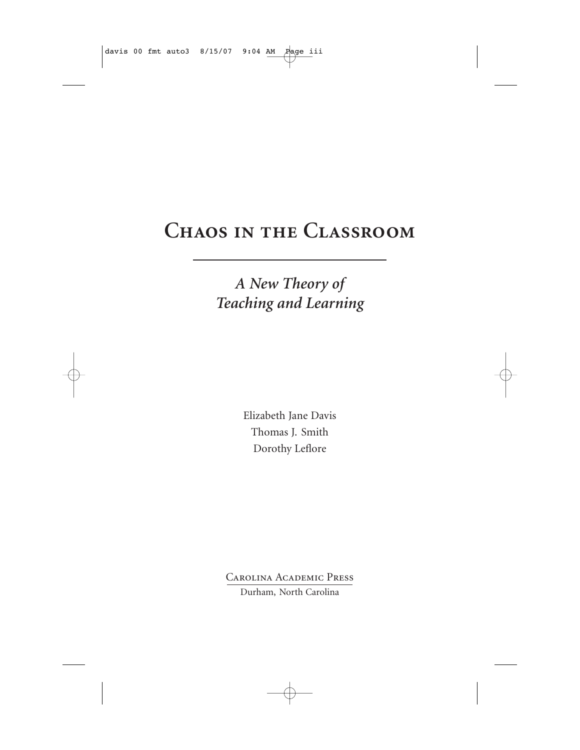# Chaos in the Classroom

## *A New Theory of Teaching and Learning*

Elizabeth Jane Davis
Thomas J. Smith
Dorothy Leflore

Carolina Academic Press
Durham, North Carolina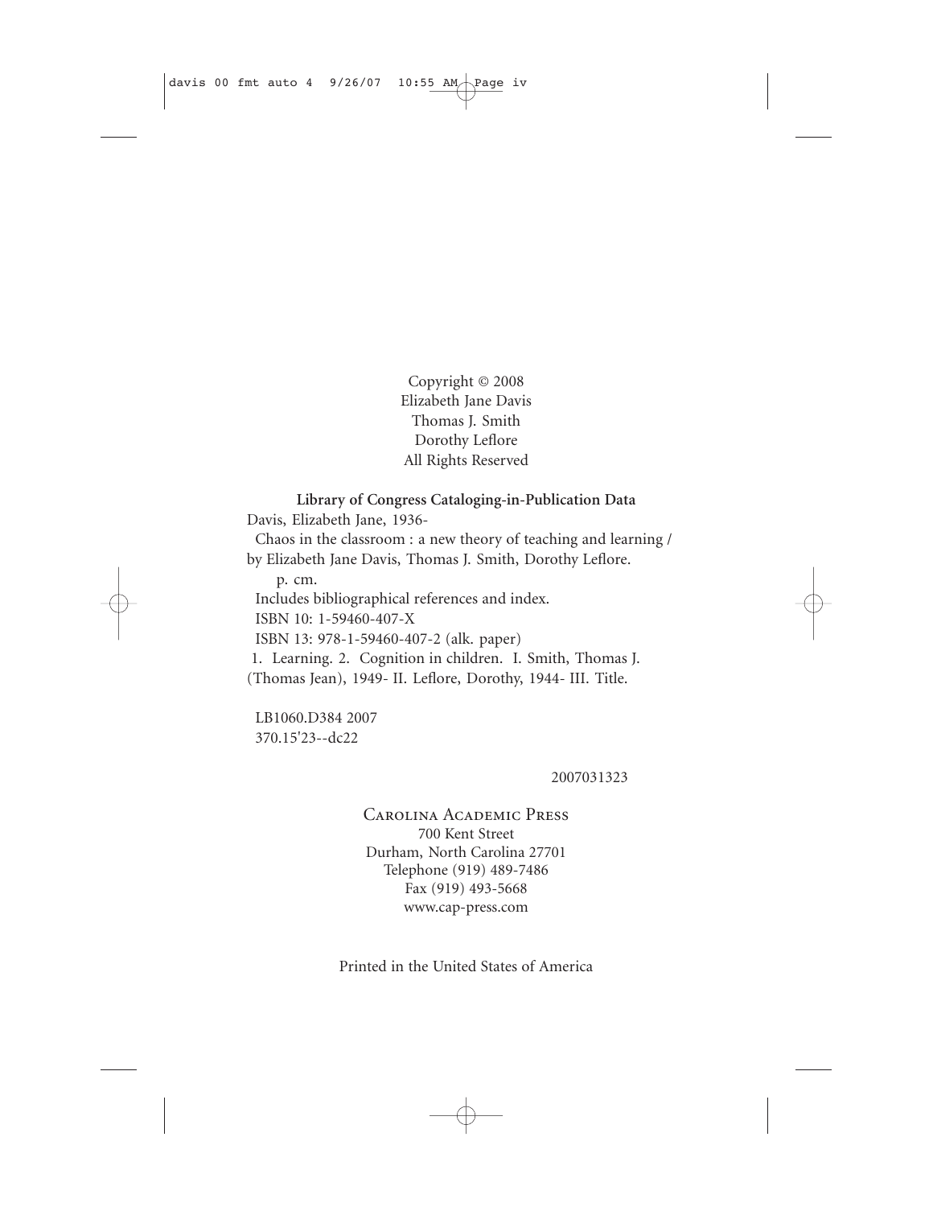Copyright © 2008
Elizabeth Jane Davis
Thomas J. Smith
Dorothy Leflore
All Rights Reserved

**Library of Congress Cataloging-in-Publication Data**

Davis, Elizabeth Jane, 1936-
Chaos in the classroom : a new theory of teaching and learning / by Elizabeth Jane Davis, Thomas J. Smith, Dorothy Leflore.
p. cm.
Includes bibliographical references and index.
ISBN 10: 1-59460-407-X
ISBN 13: 978-1-59460-407-2 (alk. paper)
1. Learning. 2. Cognition in children. I. Smith, Thomas J. (Thomas Jean), 1949- II. Leflore, Dorothy, 1944- III. Title.

LB1060.D384 2007
370.15'23--dc22

2007031323

Carolina Academic Press
700 Kent Street
Durham, North Carolina 27701
Telephone (919) 489-7486
Fax (919) 493-5668
www.cap-press.com

Printed in the United States of America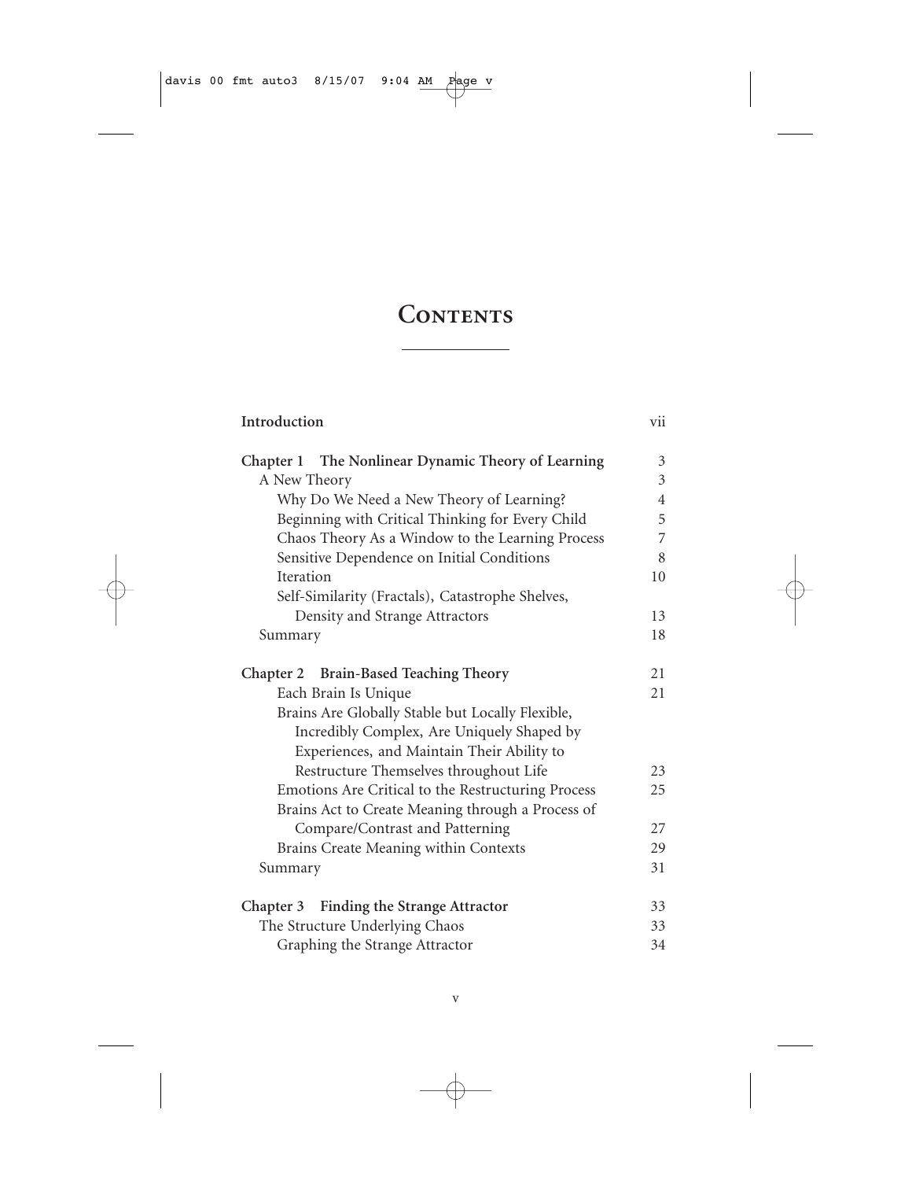# Contents

| | |
|---|---|
| **Introduction** | vii |
| **Chapter 1 The Nonlinear Dynamic Theory of Learning** | 3 |
| A New Theory | 3 |
| Why Do We Need a New Theory of Learning? | 4 |
| Beginning with Critical Thinking for Every Child | 5 |
| Chaos Theory As a Window to the Learning Process | 7 |
| Sensitive Dependence on Initial Conditions | 8 |
| Iteration | 10 |
| Self-Similarity (Fractals), Catastrophe Shelves, Density and Strange Attractors | 13 |
| Summary | 18 |
| **Chapter 2 Brain-Based Teaching Theory** | 21 |
| Each Brain Is Unique | 21 |
| Brains Are Globally Stable but Locally Flexible, Incredibly Complex, Are Uniquely Shaped by Experiences, and Maintain Their Ability to Restructure Themselves throughout Life | 23 |
| Emotions Are Critical to the Restructuring Process | 25 |
| Brains Act to Create Meaning through a Process of Compare/Contrast and Patterning | 27 |
| Brains Create Meaning within Contexts | 29 |
| Summary | 31 |
| **Chapter 3 Finding the Strange Attractor** | 33 |
| The Structure Underlying Chaos | 33 |
| Graphing the Strange Attractor | 34 |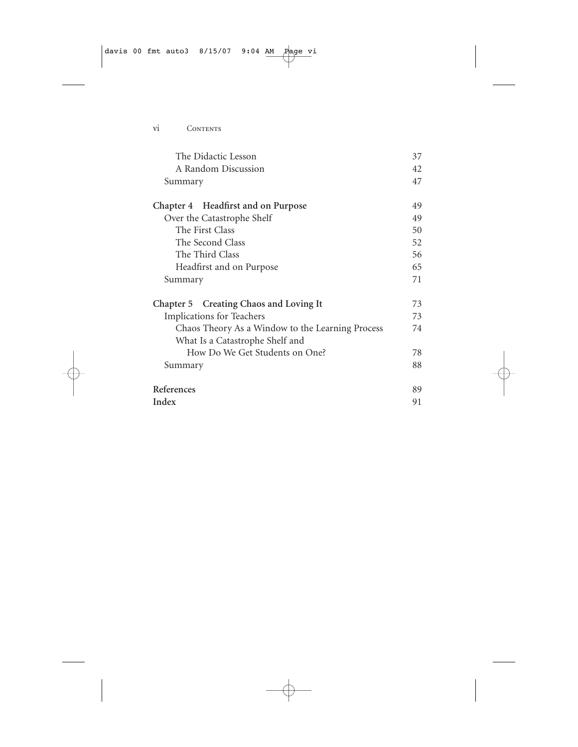| | |
|---|---|
| The Didactic Lesson | 37 |
| A Random Discussion | 42 |
| Summary | 47 |
| **Chapter 4 Headfirst and on Purpose** | 49 |
| Over the Catastrophe Shelf | 49 |
| The First Class | 50 |
| The Second Class | 52 |
| The Third Class | 56 |
| Headfirst and on Purpose | 65 |
| Summary | 71 |
| **Chapter 5 Creating Chaos and Loving It** | 73 |
| Implications for Teachers | 73 |
| Chaos Theory As a Window to the Learning Process | 74 |
| What Is a Catastrophe Shelf and How Do We Get Students on One? | 78 |
| Summary | 88 |
| **References** | 89 |
| **Index** | 91 |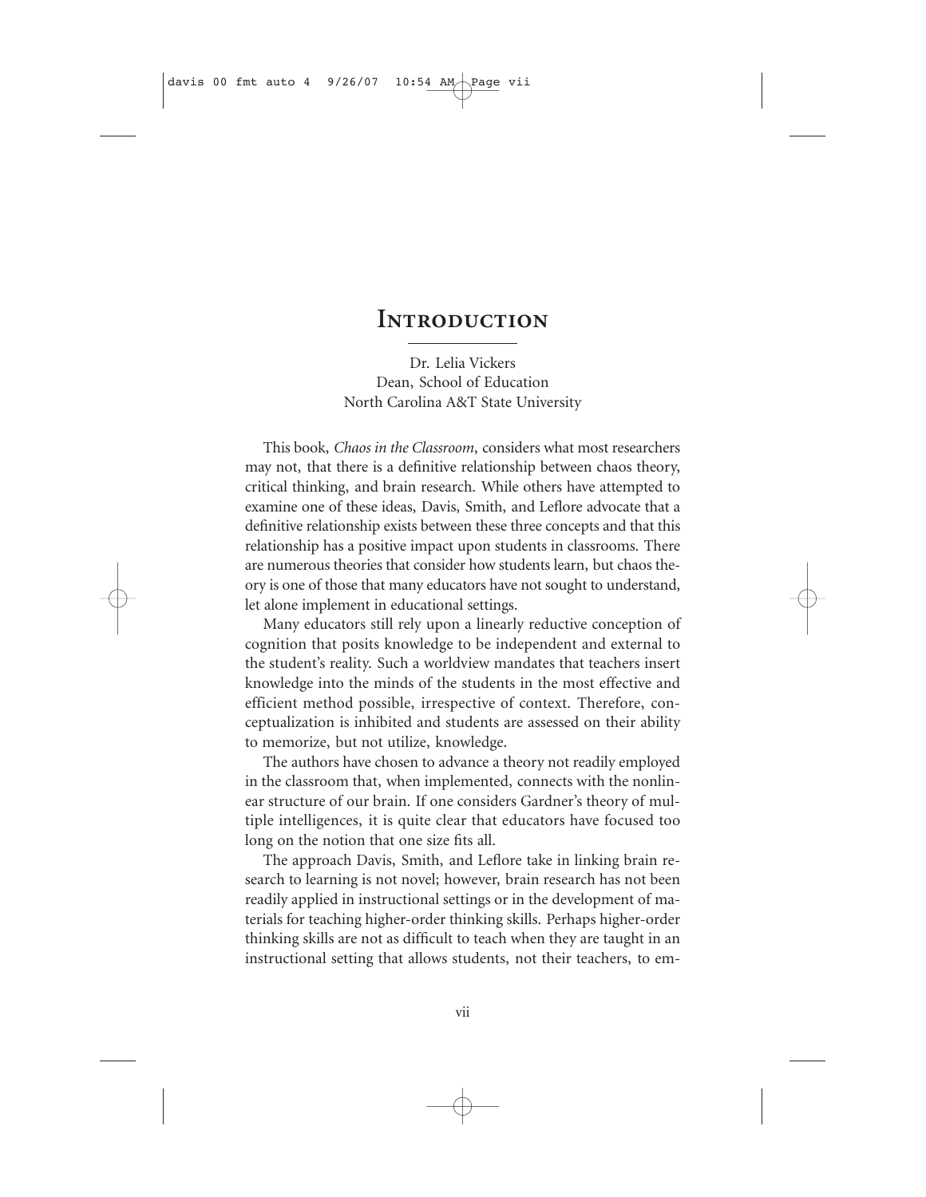# Introduction

Dr. Lelia Vickers
Dean, School of Education
North Carolina A&T State University

This book, *Chaos in the Classroom*, considers what most researchers may not, that there is a definitive relationship between chaos theory, critical thinking, and brain research. While others have attempted to examine one of these ideas, Davis, Smith, and Leflore advocate that a definitive relationship exists between these three concepts and that this relationship has a positive impact upon students in classrooms. There are numerous theories that consider how students learn, but chaos theory is one of those that many educators have not sought to understand, let alone implement in educational settings.

Many educators still rely upon a linearly reductive conception of cognition that posits knowledge to be independent and external to the student's reality. Such a worldview mandates that teachers insert knowledge into the minds of the students in the most effective and efficient method possible, irrespective of context. Therefore, conceptualization is inhibited and students are assessed on their ability to memorize, but not utilize, knowledge.

The authors have chosen to advance a theory not readily employed in the classroom that, when implemented, connects with the nonlinear structure of our brain. If one considers Gardner's theory of multiple intelligences, it is quite clear that educators have focused too long on the notion that one size fits all.

The approach Davis, Smith, and Leflore take in linking brain research to learning is not novel; however, brain research has not been readily applied in instructional settings or in the development of materials for teaching higher-order thinking skills. Perhaps higher-order thinking skills are not as difficult to teach when they are taught in an instructional setting that allows students, not their teachers, to em-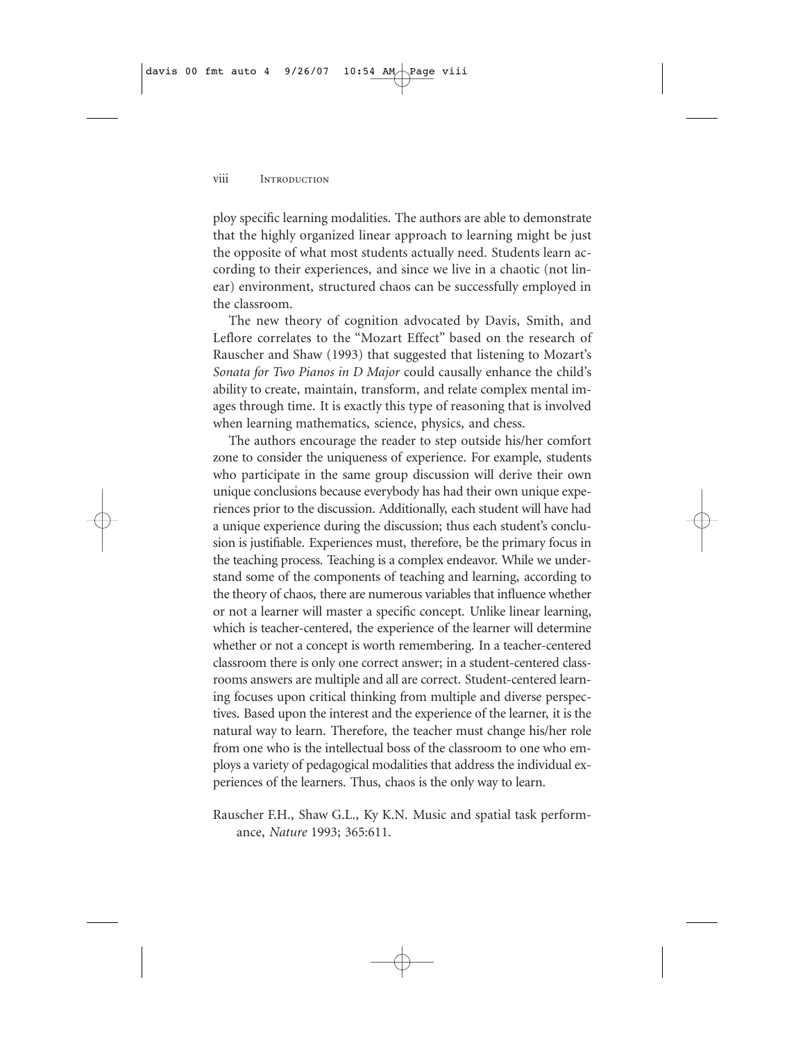ploy specific learning modalities. The authors are able to demonstrate that the highly organized linear approach to learning might be just the opposite of what most students actually need. Students learn according to their experiences, and since we live in a chaotic (not linear) environment, structured chaos can be successfully employed in the classroom.

The new theory of cognition advocated by Davis, Smith, and Leflore correlates to the "Mozart Effect" based on the research of Rauscher and Shaw (1993) that suggested that listening to Mozart's *Sonata for Two Pianos in D Major* could causally enhance the child's ability to create, maintain, transform, and relate complex mental images through time. It is exactly this type of reasoning that is involved when learning mathematics, science, physics, and chess.

The authors encourage the reader to step outside his/her comfort zone to consider the uniqueness of experience. For example, students who participate in the same group discussion will derive their own unique conclusions because everybody has had their own unique experiences prior to the discussion. Additionally, each student will have had a unique experience during the discussion; thus each student's conclusion is justifiable. Experiences must, therefore, be the primary focus in the teaching process. Teaching is a complex endeavor. While we understand some of the components of teaching and learning, according to the theory of chaos, there are numerous variables that influence whether or not a learner will master a specific concept. Unlike linear learning, which is teacher-centered, the experience of the learner will determine whether or not a concept is worth remembering. In a teacher-centered classroom there is only one correct answer; in a student-centered classrooms answers are multiple and all are correct. Student-centered learning focuses upon critical thinking from multiple and diverse perspectives. Based upon the interest and the experience of the learner, it is the natural way to learn. Therefore, the teacher must change his/her role from one who is the intellectual boss of the classroom to one who employs a variety of pedagogical modalities that address the individual experiences of the learners. Thus, chaos is the only way to learn.

Rauscher F.H., Shaw G.L., Ky K.N. Music and spatial task performance, *Nature* 1993; 365:611.